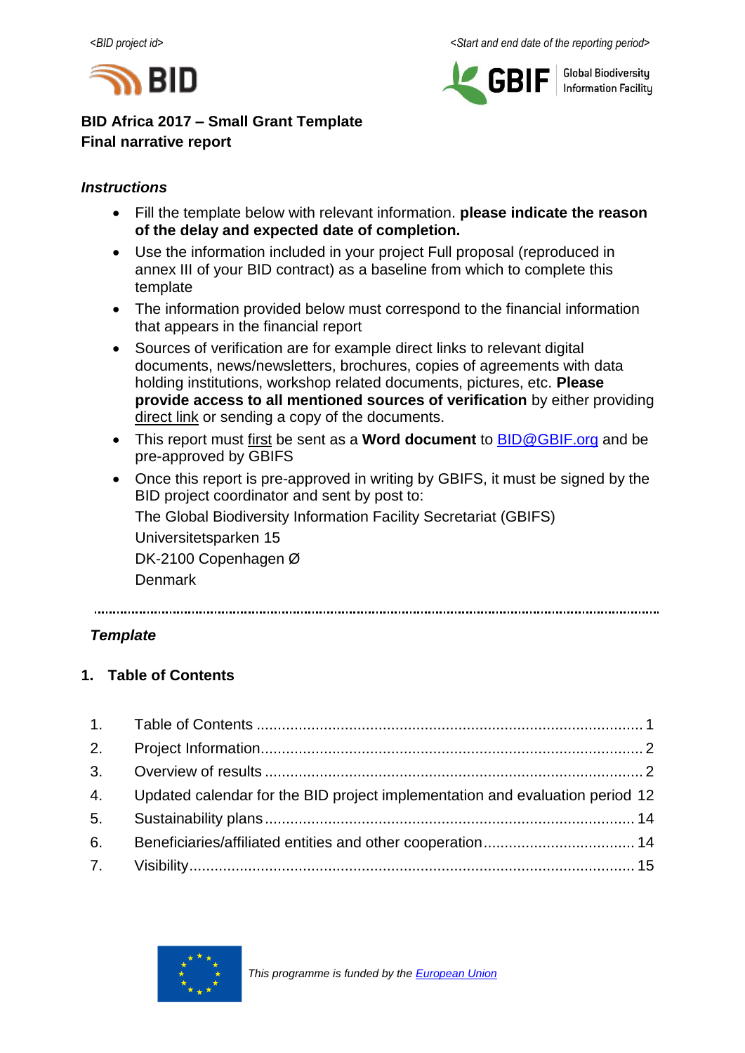<BID project id>                                                            <Start and end date of the reporting period>

**BID Africa 2017 – Small Grant Template**
**Final narrative report**

### *Instructions*

- Fill the template below with relevant information. **please indicate the reason of the delay and expected date of completion.**
- Use the information included in your project Full proposal (reproduced in annex III of your BID contract) as a baseline from which to complete this template
- The information provided below must correspond to the financial information that appears in the financial report
- Sources of verification are for example direct links to relevant digital documents, news/newsletters, brochures, copies of agreements with data holding institutions, workshop related documents, pictures, etc. **Please provide access to all mentioned sources of verification** by either providing direct link or sending a copy of the documents.
- This report must first be sent as a **Word document** to BID@GBIF.org and be pre-approved by GBIFS
- Once this report is pre-approved in writing by GBIFS, it must be signed by the BID project coordinator and sent by post to:

  The Global Biodiversity Information Facility Secretariat (GBIFS)
  Universitetsparken 15
  DK-2100 Copenhagen Ø
  Denmark

---

### *Template*

## 1. Table of Contents

1. Table of Contents ........................................................................................ 1
2. Project Information........................................................................................ 2
3. Overview of results ........................................................................................ 2
4. Updated calendar for the BID project implementation and evaluation period 12
5. Sustainability plans ........................................................................................ 14
6. Beneficiaries/affiliated entities and other cooperation.................................. 14
7. Visibility........................................................................................................ 15

*This programme is funded by the European Union*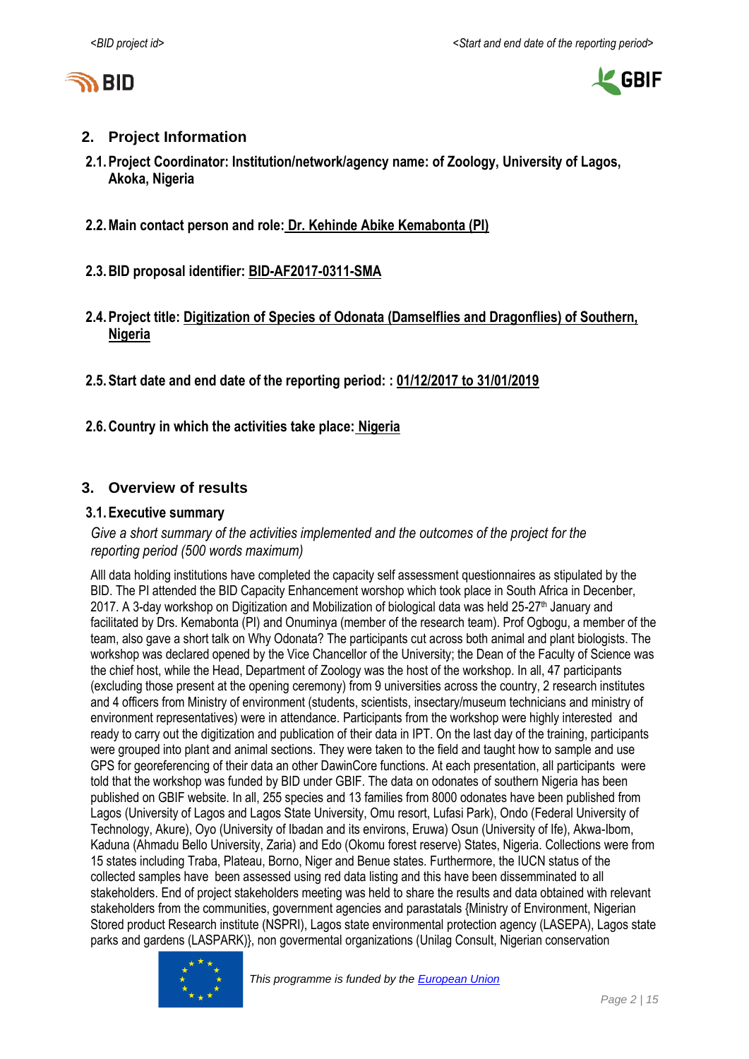## 2. Project Information

### 2.1. Project Coordinator: Institution/network/agency name: of Zoology, University of Lagos, Akoka, Nigeria

### 2.2. Main contact person and role: Dr. Kehinde Abike Kemabonta (PI)

### 2.3. BID proposal identifier: BID-AF2017-0311-SMA

### 2.4. Project title: Digitization of Species of Odonata (Damselflies and Dragonflies) of Southern, Nigeria

### 2.5. Start date and end date of the reporting period: : 01/12/2017 to 31/01/2019

### 2.6. Country in which the activities take place: Nigeria

## 3. Overview of results

### 3.1. Executive summary

*Give a short summary of the activities implemented and the outcomes of the project for the reporting period (500 words maximum)*

Alll data holding institutions have completed the capacity self assessment questionnaires as stipulated by the BID. The PI attended the BID Capacity Enhancement worshop which took place in South Africa in Decenber, 2017. A 3-day workshop on Digitization and Mobilization of biological data was held 25-27th January and facilitated by Drs. Kemabonta (PI) and Onuminya (member of the research team). Prof Ogbogu, a member of the team, also gave a short talk on Why Odonata? The participants cut across both animal and plant biologists. The workshop was declared opened by the Vice Chancellor of the University; the Dean of the Faculty of Science was the chief host, while the Head, Department of Zoology was the host of the workshop. In all, 47 participants (excluding those present at the opening ceremony) from 9 universities across the country, 2 research institutes and 4 officers from Ministry of environment (students, scientists, insectary/museum technicians and ministry of environment representatives) were in attendance. Participants from the workshop were highly interested and ready to carry out the digitization and publication of their data in IPT. On the last day of the training, participants were grouped into plant and animal sections. They were taken to the field and taught how to sample and use GPS for georeferencing of their data an other DawinCore functions. At each presentation, all participants were told that the workshop was funded by BID under GBIF. The data on odonates of southern Nigeria has been published on GBIF website. In all, 255 species and 13 families from 8000 odonates have been published from Lagos (University of Lagos and Lagos State University, Omu resort, Lufasi Park), Ondo (Federal University of Technology, Akure), Oyo (University of Ibadan and its environs, Eruwa) Osun (University of Ife), Akwa-Ibom, Kaduna (Ahmadu Bello University, Zaria) and Edo (Okomu forest reserve) States, Nigeria. Collections were from 15 states including Traba, Plateau, Borno, Niger and Benue states. Furthermore, the IUCN status of the collected samples have been assessed using red data listing and this have been disseminated to all stakeholders. End of project stakeholders meeting was held to share the results and data obtained with relevant stakeholders from the communities, government agencies and parastatals {Ministry of Environment, Nigerian Stored product Research institute (NSPRI), Lagos state environmental protection agency (LASEPA), Lagos state parks and gardens (LASPARK)}, non govermental organizations (Unilag Consult, Nigerian conservation

*This programme is funded by the European Union*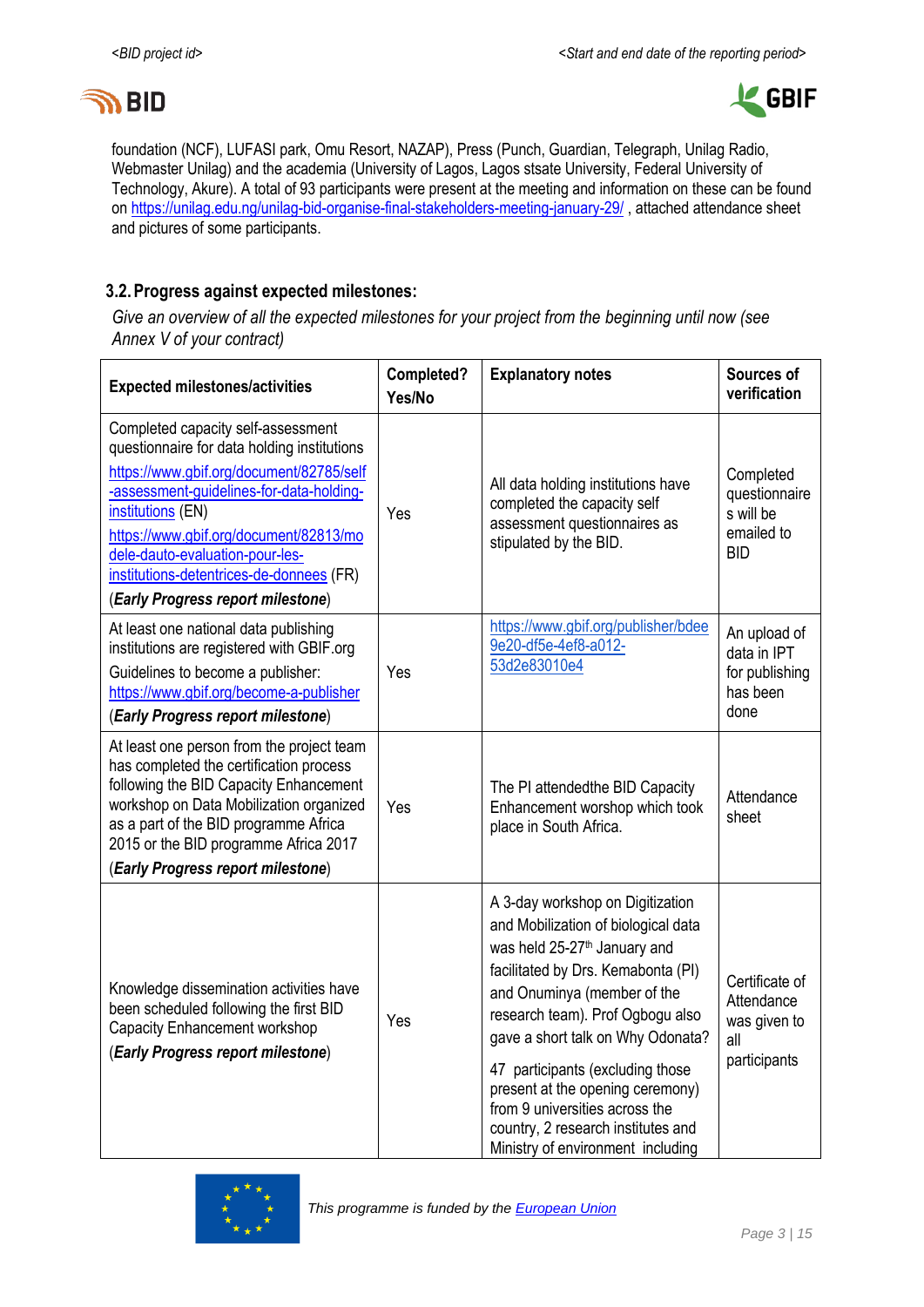foundation (NCF), LUFASI park, Omu Resort, NAZAP), Press (Punch, Guardian, Telegraph, Unilag Radio, Webmaster Unilag) and the academia (University of Lagos, Lagos sstate University, Federal University of Technology, Akure). A total of 93 participants were present at the meeting and information on these can be found on https://unilag.edu.ng/unilag-bid-organise-final-stakeholders-meeting-january-29/ , attached attendance sheet and pictures of some participants.

### 3.2. Progress against expected milestones:

*Give an overview of all the expected milestones for your project from the beginning until now (see Annex V of your contract)*

| Expected milestones/activities | Completed? Yes/No | Explanatory notes | Sources of verification |
|---|---|---|---|
| Completed capacity self-assessment questionnaire for data holding institutions https://www.gbif.org/document/82785/self-assessment-guidelines-for-data-holding-institutions (EN) https://www.gbif.org/document/82813/modele-dauto-evaluation-pour-les-institutions-detentrices-de-donnees (FR) (***Early Progress report milestone***) | Yes | All data holding institutions have completed the capacity self assessment questionnaires as stipulated by the BID. | Completed questionnaires will be emailed to BID |
| At least one national data publishing institutions are registered with GBIF.org Guidelines to become a publisher: https://www.gbif.org/become-a-publisher (***Early Progress report milestone***) | Yes | https://www.gbif.org/publisher/bdee9e20-df5e-4ef8-a012-53d2e83010e4 | An upload of data in IPT for publishing has been done |
| At least one person from the project team has completed the certification process following the BID Capacity Enhancement workshop on Data Mobilization organized as a part of the BID programme Africa 2015 or the BID programme Africa 2017 (***Early Progress report milestone***) | Yes | The PI attendedthe BID Capacity Enhancement worshop which took place in South Africa. | Attendance sheet |
| Knowledge dissemination activities have been scheduled following the first BID Capacity Enhancement workshop (***Early Progress report milestone***) | Yes | A 3-day workshop on Digitization and Mobilization of biological data was held 25-27th January and facilitated by Drs. Kemabonta (PI) and Onuminya (member of the research team). Prof Ogbogu also gave a short talk on Why Odonata? 47 participants (excluding those present at the opening ceremony) from 9 universities across the country, 2 research institutes and Ministry of environment including | Certificate of Attendance was given to all participants |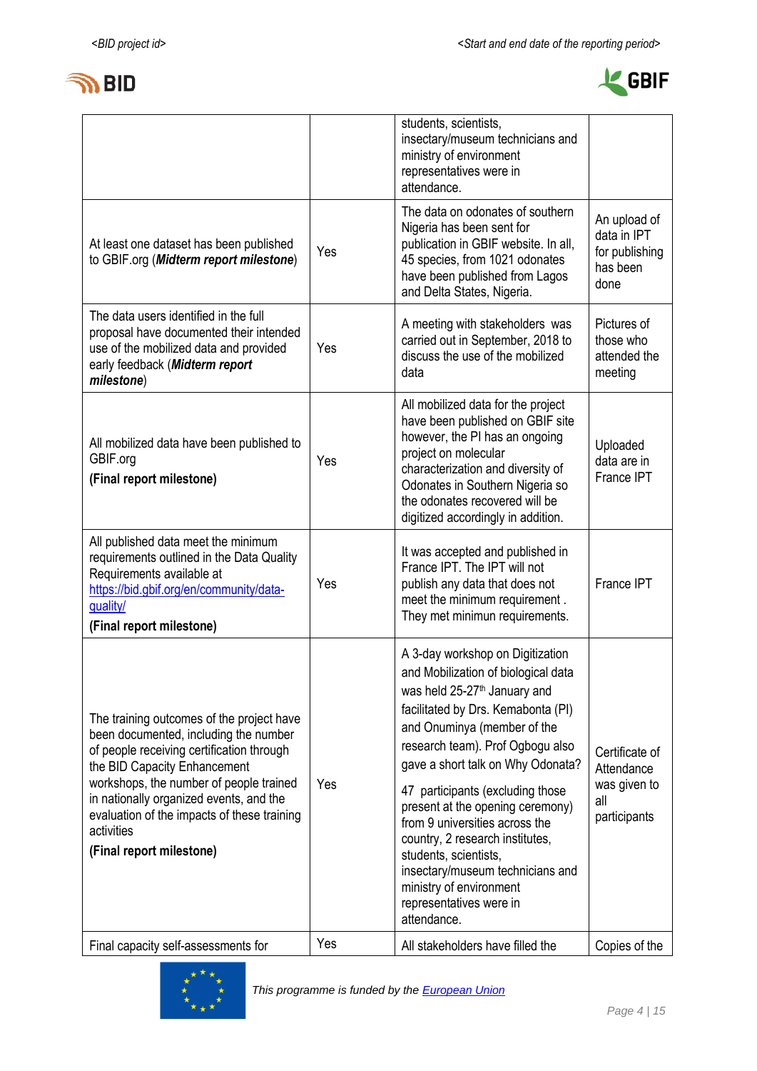| | | | |
|---|---|---|---|
| | | students, scientists, insectary/museum technicians and ministry of environment representatives were in attendance. | |
| At least one dataset has been published to GBIF.org (***Midterm report milestone***) | Yes | The data on odonates of southern Nigeria has been sent for publication in GBIF website. In all, 45 species, from 1021 odonates have been published from Lagos and Delta States, Nigeria. | An upload of data in IPT for publishing has been done |
| The data users identified in the full proposal have documented their intended use of the mobilized data and provided early feedback (***Midterm report milestone***) | Yes | A meeting with stakeholders was carried out in September, 2018 to discuss the use of the mobilized data | Pictures of those who attended the meeting |
| All mobilized data have been published to GBIF.org **(Final report milestone)** | Yes | All mobilized data for the project have been published on GBIF site however, the PI has an ongoing project on molecular characterization and diversity of Odonates in Southern Nigeria so the odonates recovered will be digitized accordingly in addition. | Uploaded data are in France IPT |
| All published data meet the minimum requirements outlined in the Data Quality Requirements available at [https://bid.gbif.org/en/community/data-quality/](https://bid.gbif.org/en/community/data-quality/) **(Final report milestone)** | Yes | It was accepted and published in France IPT. The IPT will not publish any data that does not meet the minimum requirement . They met minimun requirements. | France IPT |
| The training outcomes of the project have been documented, including the number of people receiving certification through the BID Capacity Enhancement workshops, the number of people trained in nationally organized events, and the evaluation of the impacts of these training activities **(Final report milestone)** | Yes | A 3-day workshop on Digitization and Mobilization of biological data was held 25-27th January and facilitated by Drs. Kemabonta (PI) and Onuminya (member of the research team). Prof Ogbogu also gave a short talk on Why Odonata? 47 participants (excluding those present at the opening ceremony) from 9 universities across the country, 2 research institutes, students, scientists, insectary/museum technicians and ministry of environment representatives were in attendance. | Certificate of Attendance was given to all participants |
| Final capacity self-assessments for | Yes | All stakeholders have filled the | Copies of the |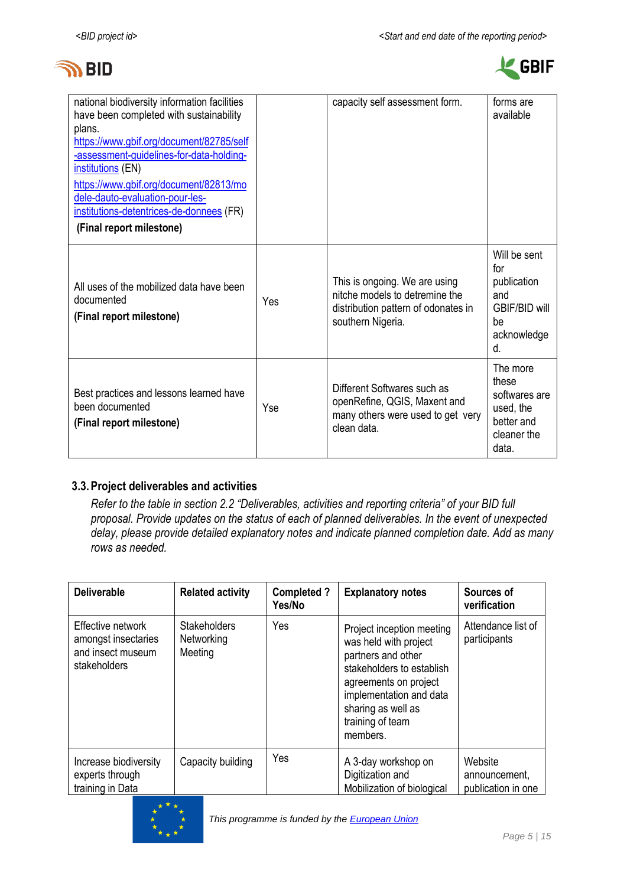| | | | |
|---|---|---|---|
| national biodiversity information facilities have been completed with sustainability plans. https://www.gbif.org/document/82785/self-assessment-guidelines-for-data-holding-institutions (EN) https://www.gbif.org/document/82813/modele-dauto-evaluation-pour-les-institutions-detentrices-de-donnees (FR) **(Final report milestone)** | | capacity self assessment form. | forms are available |
| All uses of the mobilized data have been documented **(Final report milestone)** | Yes | This is ongoing. We are using nitche models to detremine the distribution pattern of odonates in southern Nigeria. | Will be sent for publication and GBIF/BID will be acknowledged. |
| Best practices and lessons learned have been documented **(Final report milestone)** | Yse | Different Softwares such as openRefine, QGIS, Maxent and many others were used to get very clean data. | The more these softwares are used, the better and cleaner the data. |

### 3.3. Project deliverables and activities

*Refer to the table in section 2.2 "Deliverables, activities and reporting criteria" of your BID full proposal. Provide updates on the status of each of planned deliverables. In the event of unexpected delay, please provide detailed explanatory notes and indicate planned completion date. Add as many rows as needed.*

| Deliverable | Related activity | Completed ? Yes/No | Explanatory notes | Sources of verification |
|---|---|---|---|---|
| Effective network amongst insectaries and insect museum stakeholders | Stakeholders Networking Meeting | Yes | Project inception meeting was held with project partners and other stakeholders to establish agreements on project implementation and data sharing as well as training of team members. | Attendance list of participants |
| Increase biodiversity experts through training in Data | Capacity building | Yes | A 3-day workshop on Digitization and Mobilization of biological | Website announcement, publication in one |

This programme is funded by the European Union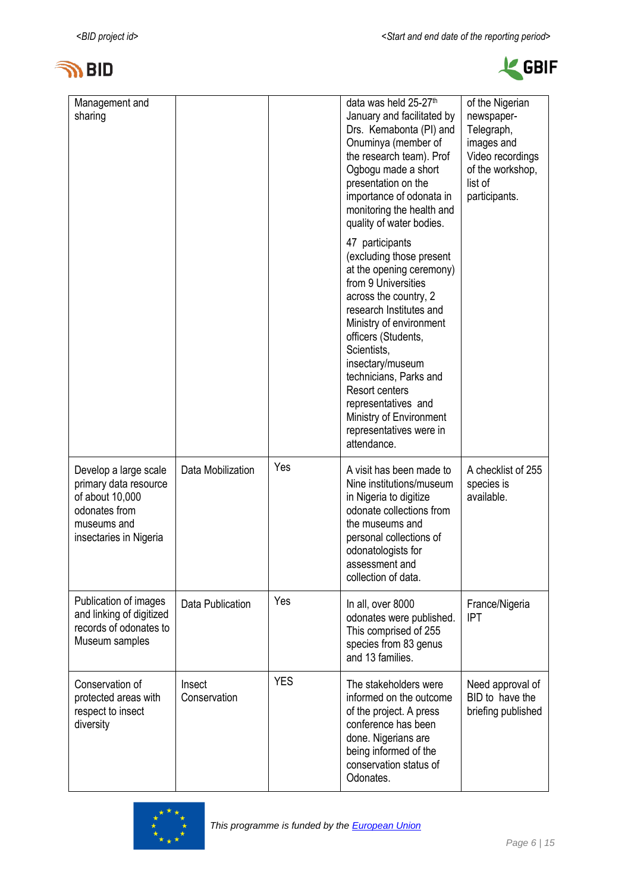| Management and sharing | | | data was held 25-27th January and facilitated by Drs. Kemabonta (PI) and Onuminya (member of the research team). Prof Ogbogu made a short presentation on the importance of odonata in monitoring the health and quality of water bodies.<br><br>47 participants (excluding those present at the opening ceremony) from 9 Universities across the country, 2 research Institutes and Ministry of environment officers (Students, Scientists, insectary/museum technicians, Parks and Resort centers representatives and Ministry of Environment representatives were in attendance. | of the Nigerian newspaper- Telegraph, images and Video recordings of the workshop, list of participants. |
|---|---|---|---|---|
| Develop a large scale primary data resource of about 10,000 odonates from museums and insectaries in Nigeria | Data Mobilization | Yes | A visit has been made to Nine institutions/museum in Nigeria to digitize odonate collections from the museums and personal collections of odonatologists for assessment and collection of data. | A checklist of 255 species is available. |
| Publication of images and linking of digitized records of odonates to Museum samples | Data Publication | Yes | In all, over 8000 odonates were published. This comprised of 255 species from 83 genus and 13 families. | France/Nigeria IPT |
| Conservation of protected areas with respect to insect diversity | Insect Conservation | YES | The stakeholders were informed on the outcome of the project. A press conference has been done. Nigerians are being informed of the conservation status of Odonates. | Need approval of BID to have the briefing published |

*This programme is funded by the European Union*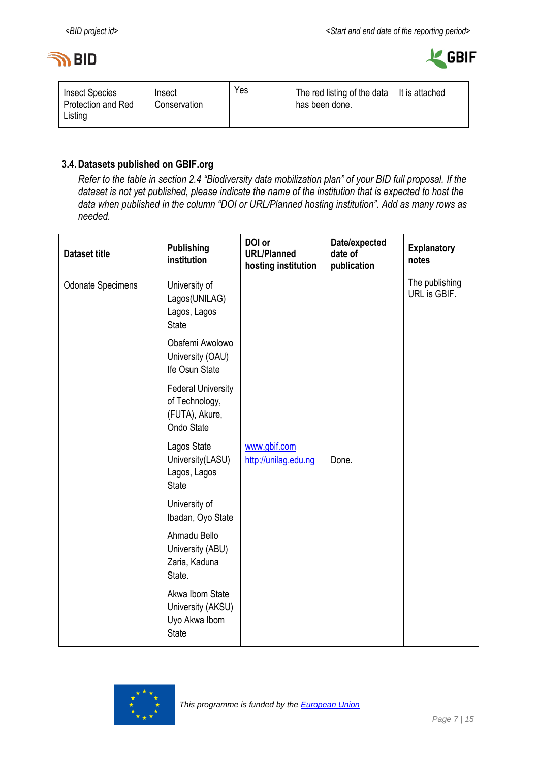| Insect Species Protection and Red Listing | Insect Conservation | Yes | The red listing of the data has been done. | It is attached |
|---|---|---|---|---|

### 3.4. Datasets published on GBIF.org

*Refer to the table in section 2.4 "Biodiversity data mobilization plan" of your BID full proposal. If the dataset is not yet published, please indicate the name of the institution that is expected to host the data when published in the column "DOI or URL/Planned hosting institution". Add as many rows as needed.*

| Dataset title | Publishing institution | DOI or URL/Planned hosting institution | Date/expected date of publication | Explanatory notes |
|---|---|---|---|---|
| Odonate Specimens | University of Lagos(UNILAG) Lagos, Lagos State<br><br>Obafemi Awolowo University (OAU) Ife Osun State<br><br>Federal University of Technology, (FUTA), Akure, Ondo State<br><br>Lagos State University(LASU) Lagos, Lagos State<br><br>University of Ibadan, Oyo State<br><br>Ahmadu Bello University (ABU) Zaria, Kaduna State.<br><br>Akwa Ibom State University (AKSU) Uyo Akwa Ibom State | [www.gbif.com](www.gbif.com)<br>[http://unilag.edu.ng](http://unilag.edu.ng) | Done. | The publishing URL is GBIF. |

This programme is funded by the European Union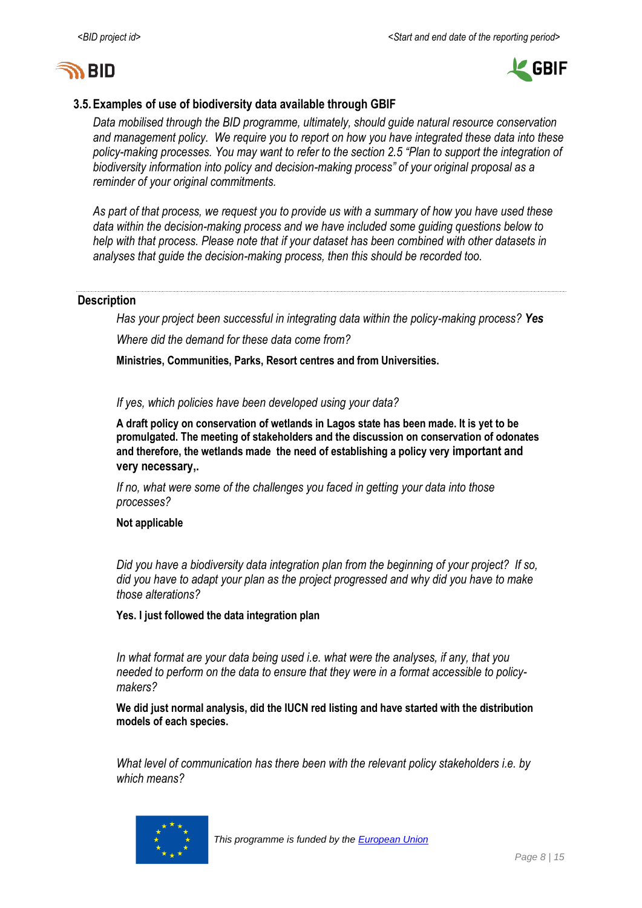### 3.5. Examples of use of biodiversity data available through GBIF

*Data mobilised through the BID programme, ultimately, should guide natural resource conservation and management policy. We require you to report on how you have integrated these data into these policy-making processes. You may want to refer to the section 2.5 "Plan to support the integration of biodiversity information into policy and decision-making process" of your original proposal as a reminder of your original commitments.*

*As part of that process, we request you to provide us with a summary of how you have used these data within the decision-making process and we have included some guiding questions below to help with that process. Please note that if your dataset has been combined with other datasets in analyses that guide the decision-making process, then this should be recorded too.*

---

**Description**

*Has your project been successful in integrating data within the policy-making process?* ***Yes***

*Where did the demand for these data come from?*

**Ministries, Communities, Parks, Resort centres and from Universities.**

*If yes, which policies have been developed using your data?*

**A draft policy on conservation of wetlands in Lagos state has been made. It is yet to be promulgated. The meeting of stakeholders and the discussion on conservation of odonates and therefore, the wetlands made the need of establishing a policy very important and very necessary,.**

*If no, what were some of the challenges you faced in getting your data into those processes?*

**Not applicable**

*Did you have a biodiversity data integration plan from the beginning of your project? If so, did you have to adapt your plan as the project progressed and why did you have to make those alterations?*

**Yes. I just followed the data integration plan**

*In what format are your data being used i.e. what were the analyses, if any, that you needed to perform on the data to ensure that they were in a format accessible to policy-makers?*

**We did just normal analysis, did the IUCN red listing and have started with the distribution models of each species.**

*What level of communication has there been with the relevant policy stakeholders i.e. by which means?*

*This programme is funded by the European Union*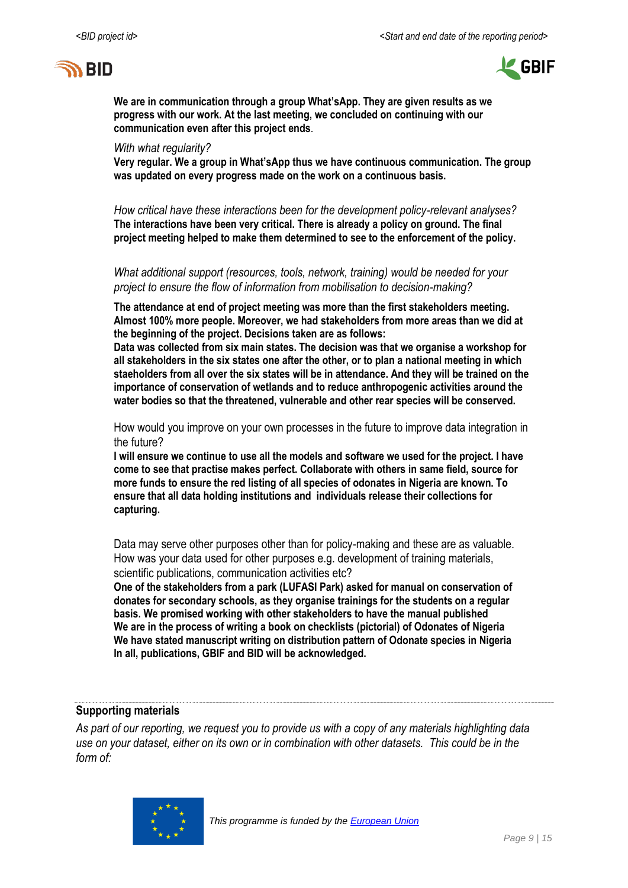**We are in communication through a group What'sApp. They are given results as we progress with our work. At the last meeting, we concluded on continuing with our communication even after this project ends**.

*With what regularity?*

**Very regular. We a group in What'sApp thus we have continuous communication. The group was updated on every progress made on the work on a continuous basis.**

*How critical have these interactions been for the development policy-relevant analyses?*

**The interactions have been very critical. There is already a policy on ground. The final project meeting helped to make them determined to see to the enforcement of the policy.**

*What additional support (resources, tools, network, training) would be needed for your project to ensure the flow of information from mobilisation to decision-making?*

**The attendance at end of project meeting was more than the first stakeholders meeting. Almost 100% more people. Moreover, we had stakeholders from more areas than we did at the beginning of the project. Decisions taken are as follows:**
**Data was collected from six main states. The decision was that we organise a workshop for all stakeholders in the six states one after the other, or to plan a national meeting in which staeholders from all over the six states will be in attendance. And they will be trained on the importance of conservation of wetlands and to reduce anthropogenic activities around the water bodies so that the threatened, vulnerable and other rear species will be conserved.**

How would you improve on your own processes in the future to improve data integration in the future?

**I will ensure we continue to use all the models and software we used for the project. I have come to see that practise makes perfect. Collaborate with others in same field, source for more funds to ensure the red listing of all species of odonates in Nigeria are known. To ensure that all data holding institutions and individuals release their collections for capturing.**

Data may serve other purposes other than for policy-making and these are as valuable. How was your data used for other purposes e.g. development of training materials, scientific publications, communication activities etc?

**One of the stakeholders from a park (LUFASI Park) asked for manual on conservation of donates for secondary schools, as they organise trainings for the students on a regular basis. We promised working with other stakeholders to have the manual published**
**We are in the process of writing a book on checklists (pictorial) of Odonates of Nigeria**
**We have stated manuscript writing on distribution pattern of Odonate species in Nigeria**
**In all, publications, GBIF and BID will be acknowledged.**

## Supporting materials

*As part of our reporting, we request you to provide us with a copy of any materials highlighting data use on your dataset, either on its own or in combination with other datasets. This could be in the form of:*

*This programme is funded by the European Union*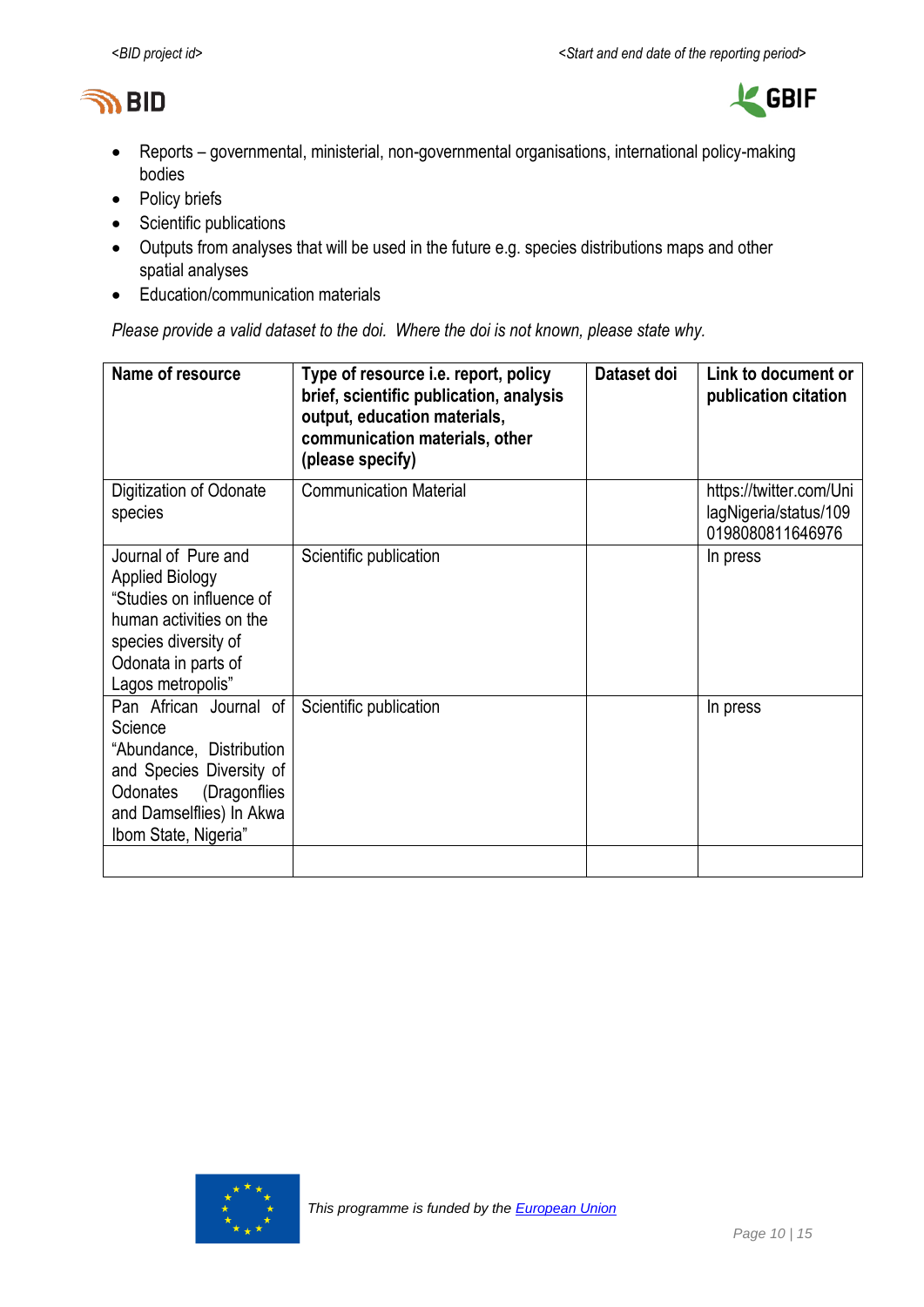- Reports – governmental, ministerial, non-governmental organisations, international policy-making bodies
- Policy briefs
- Scientific publications
- Outputs from analyses that will be used in the future e.g. species distributions maps and other spatial analyses
- Education/communication materials

*Please provide a valid dataset to the doi. Where the doi is not known, please state why.*

| Name of resource | Type of resource i.e. report, policy brief, scientific publication, analysis output, education materials, communication materials, other (please specify) | Dataset doi | Link to document or publication citation |
|---|---|---|---|
| Digitization of Odonate species | Communication Material | | https://twitter.com/UnilagNigeria/status/1090198080811646976 |
| Journal of Pure and Applied Biology "Studies on influence of human activities on the species diversity of Odonata in parts of Lagos metropolis" | Scientific publication | | In press |
| Pan African Journal of Science "Abundance, Distribution and Species Diversity of Odonates (Dragonflies and Damselflies) In Akwa Ibom State, Nigeria" | Scientific publication | | In press |
| | | | |

*This programme is funded by the European Union*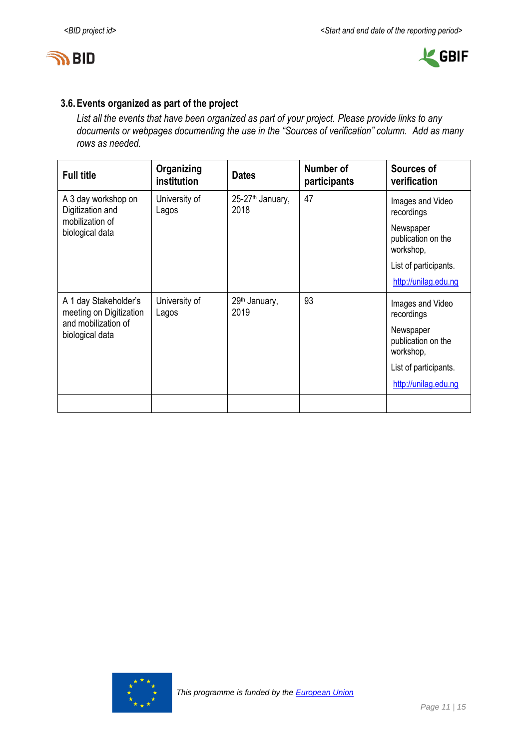### 3.6. Events organized as part of the project

*List all the events that have been organized as part of your project. Please provide links to any documents or webpages documenting the use in the "Sources of verification" column. Add as many rows as needed.*

| Full title | Organizing institution | Dates | Number of participants | Sources of verification |
|---|---|---|---|---|
| A 3 day workshop on Digitization and mobilization of biological data | University of Lagos | 25-27th January, 2018 | 47 | Images and Video recordings<br>Newspaper publication on the workshop,<br>List of participants.<br>http://unilag.edu.ng |
| A 1 day Stakeholder's meeting on Digitization and mobilization of biological data | University of Lagos | 29th January, 2019 | 93 | Images and Video recordings<br>Newspaper publication on the workshop,<br>List of participants.<br>http://unilag.edu.ng |
| | | | | |

*This programme is funded by the European Union*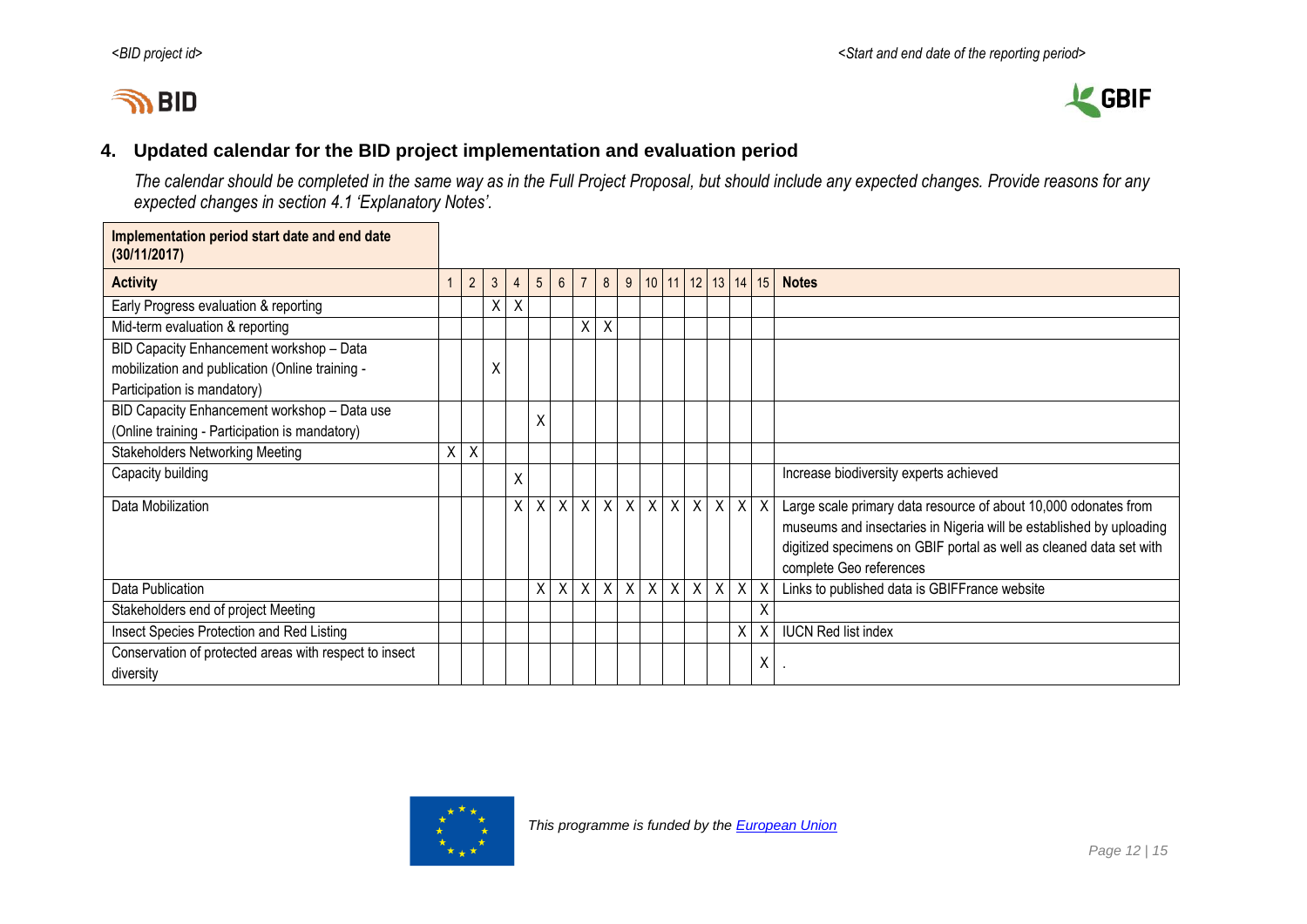## 4. Updated calendar for the BID project implementation and evaluation period

*The calendar should be completed in the same way as in the Full Project Proposal, but should include any expected changes. Provide reasons for any expected changes in section 4.1 'Explanatory Notes'.*

| **Implementation period start date and end date (30/11/2017)** | | | | | | | | | | | | | | | | |
|---|---|---|---|---|---|---|---|---|---|---|---|---|---|---|---|---|
| **Activity** | 1 | 2 | 3 | 4 | 5 | 6 | 7 | 8 | 9 | 10 | 11 | 12 | 13 | 14 | 15 | **Notes** |
| Early Progress evaluation & reporting | | | X | X | | | | | | | | | | | | |
| Mid-term evaluation & reporting | | | | | | | X | X | | | | | | | | |
| BID Capacity Enhancement workshop – Data mobilization and publication (Online training - Participation is mandatory) | | | X | | | | | | | | | | | | | |
| BID Capacity Enhancement workshop – Data use (Online training - Participation is mandatory) | | | | | X | | | | | | | | | | | |
| Stakeholders Networking Meeting | X | X | | | | | | | | | | | | | | |
| Capacity building | | | | X | | | | | | | | | | | | Increase biodiversity experts achieved |
| Data Mobilization | | | | X | X | X | X | X | X | X | X | X | X | X | X | Large scale primary data resource of about 10,000 odonates from museums and insectaries in Nigeria will be established by uploading digitized specimens on GBIF portal as well as cleaned data set with complete Geo references |
| Data Publication | | | | | X | X | X | X | X | X | X | X | X | X | X | Links to published data is GBIFFrance website |
| Stakeholders end of project Meeting | | | | | | | | | | | | | | | X | |
| Insect Species Protection and Red Listing | | | | | | | | | | | | | | X | X | IUCN Red list index |
| Conservation of protected areas with respect to insect diversity | | | | | | | | | | | | | | | X | . |

*This programme is funded by the European Union*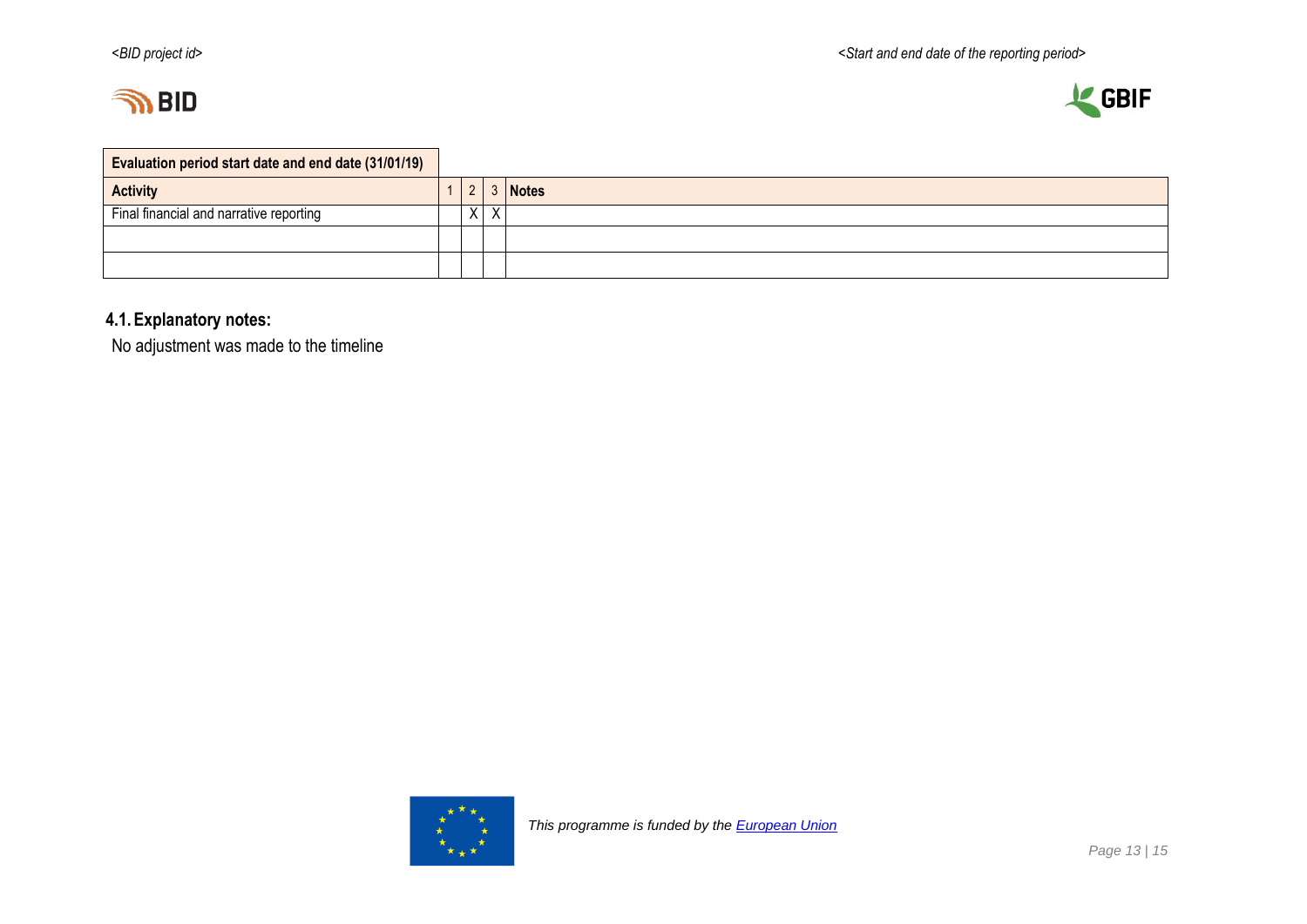| Evaluation period start date and end date (31/01/19) | | | | |
|---|---|---|---|---|
| **Activity** | 1 | 2 | 3 | **Notes** |
| Final financial and narrative reporting | | X | X | |
| | | | | |
| | | | | |

## 4.1. Explanatory notes:

No adjustment was made to the timeline

*This programme is funded by the European Union*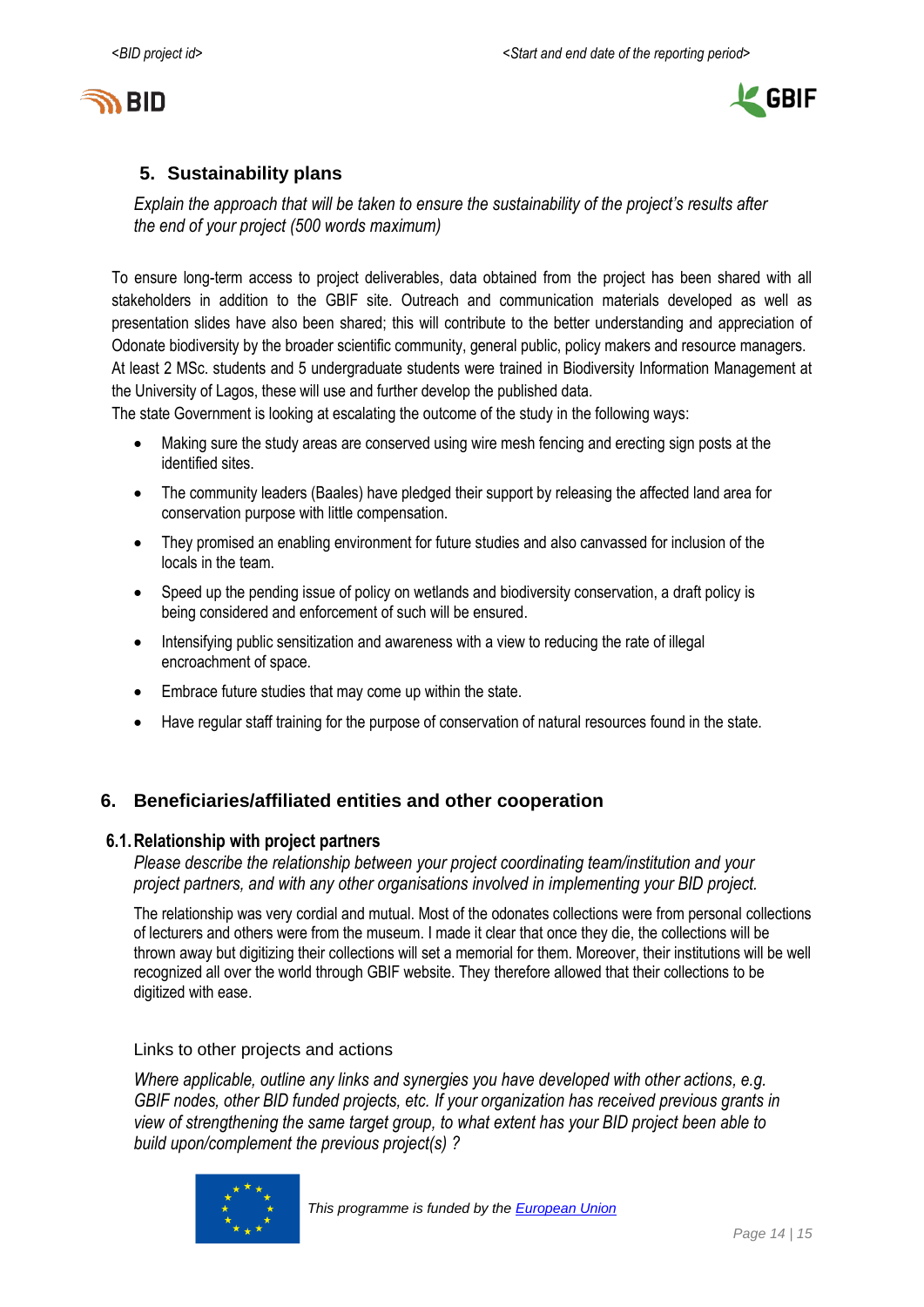## 5. Sustainability plans

*Explain the approach that will be taken to ensure the sustainability of the project's results after the end of your project (500 words maximum)*

To ensure long-term access to project deliverables, data obtained from the project has been shared with all stakeholders in addition to the GBIF site. Outreach and communication materials developed as well as presentation slides have also been shared; this will contribute to the better understanding and appreciation of Odonate biodiversity by the broader scientific community, general public, policy makers and resource managers. At least 2 MSc. students and 5 undergraduate students were trained in Biodiversity Information Management at the University of Lagos, these will use and further develop the published data.

The state Government is looking at escalating the outcome of the study in the following ways:

- Making sure the study areas are conserved using wire mesh fencing and erecting sign posts at the identified sites.
- The community leaders (Baales) have pledged their support by releasing the affected land area for conservation purpose with little compensation.
- They promised an enabling environment for future studies and also canvassed for inclusion of the locals in the team.
- Speed up the pending issue of policy on wetlands and biodiversity conservation, a draft policy is being considered and enforcement of such will be ensured.
- Intensifying public sensitization and awareness with a view to reducing the rate of illegal encroachment of space.
- Embrace future studies that may come up within the state.
- Have regular staff training for the purpose of conservation of natural resources found in the state.

## 6. Beneficiaries/affiliated entities and other cooperation

### 6.1. Relationship with project partners

*Please describe the relationship between your project coordinating team/institution and your project partners, and with any other organisations involved in implementing your BID project.*

The relationship was very cordial and mutual. Most of the odonates collections were from personal collections of lecturers and others were from the museum. I made it clear that once they die, the collections will be thrown away but digitizing their collections will set a memorial for them. Moreover, their institutions will be well recognized all over the world through GBIF website. They therefore allowed that their collections to be digitized with ease.

Links to other projects and actions

*Where applicable, outline any links and synergies you have developed with other actions, e.g. GBIF nodes, other BID funded projects, etc. If your organization has received previous grants in view of strengthening the same target group, to what extent has your BID project been able to build upon/complement the previous project(s) ?*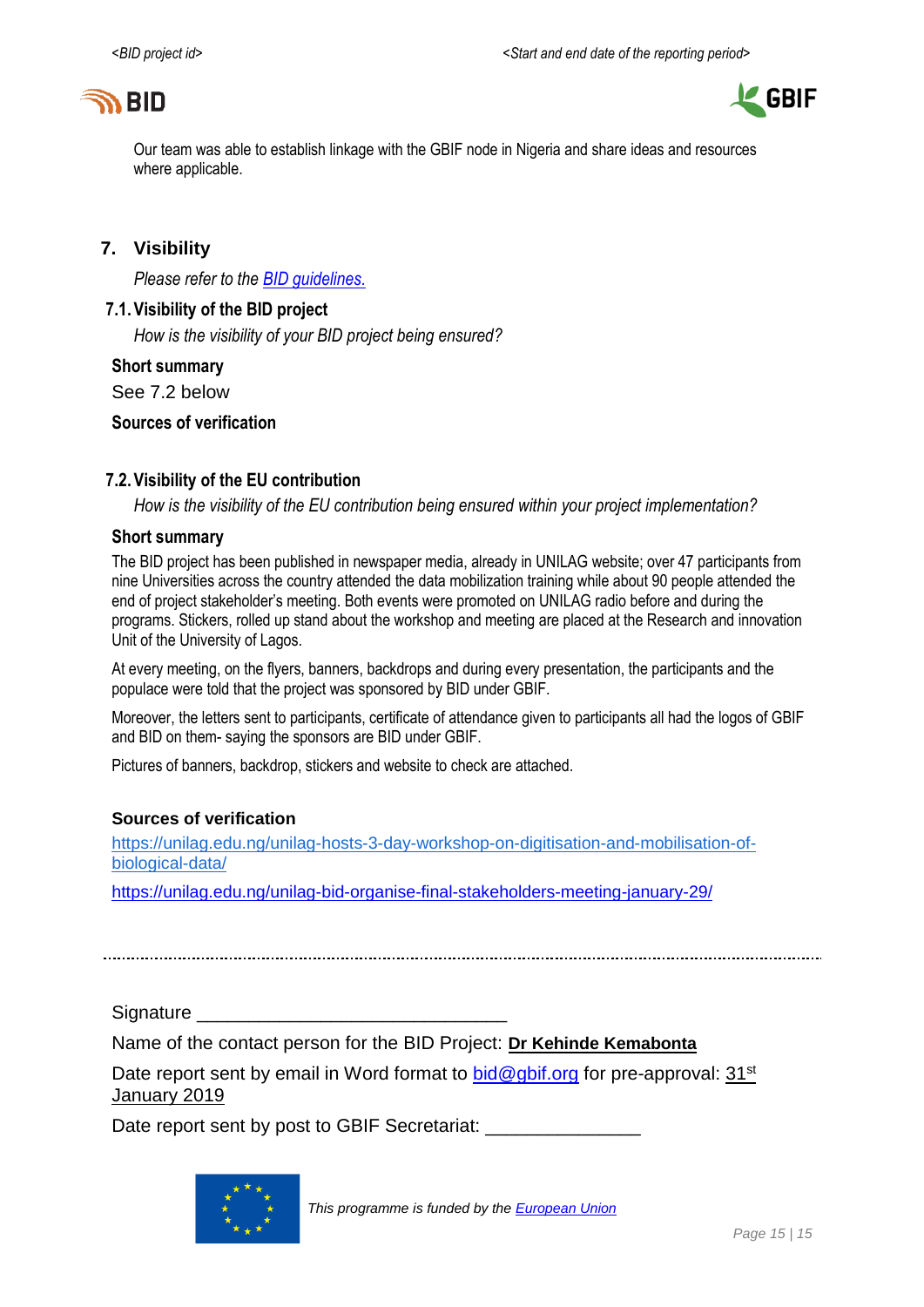Our team was able to establish linkage with the GBIF node in Nigeria and share ideas and resources where applicable.

## 7. Visibility

*Please refer to the [BID guidelines.]()*

### 7.1. Visibility of the BID project

*How is the visibility of your BID project being ensured?*

**Short summary**

See 7.2 below

**Sources of verification**

### 7.2. Visibility of the EU contribution

*How is the visibility of the EU contribution being ensured within your project implementation?*

**Short summary**

The BID project has been published in newspaper media, already in UNILAG website; over 47 participants from nine Universities across the country attended the data mobilization training while about 90 people attended the end of project stakeholder's meeting. Both events were promoted on UNILAG radio before and during the programs. Stickers, rolled up stand about the workshop and meeting are placed at the Research and innovation Unit of the University of Lagos.

At every meeting, on the flyers, banners, backdrops and during every presentation, the participants and the populace were told that the project was sponsored by BID under GBIF.

Moreover, the letters sent to participants, certificate of attendance given to participants all had the logos of GBIF and BID on them- saying the sponsors are BID under GBIF.

Pictures of banners, backdrop, stickers and website to check are attached.

**Sources of verification**

https://unilag.edu.ng/unilag-hosts-3-day-workshop-on-digitisation-and-mobilisation-of-biological-data/

https://unilag.edu.ng/unilag-bid-organise-final-stakeholders-meeting-january-29/

---

Signature ______________________________

Name of the contact person for the BID Project: **Dr Kehinde Kemabonta**

Date report sent by email in Word format to bid@gbif.org for pre-approval: 31st January 2019

Date report sent by post to GBIF Secretariat: _______________

*This programme is funded by the [European Union]()*